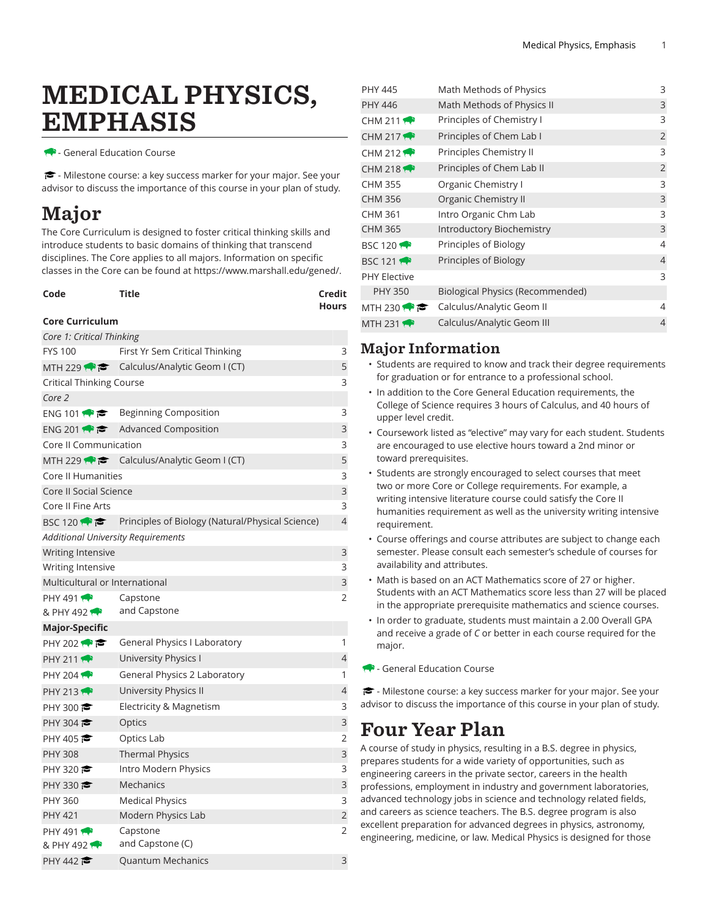# MEDICAL PHYSICS, EMPHASIS

🦬 - General Education Course

🎓 - Milestone course: a key success marker for your major. See your advisor to discuss the importance of this course in your plan of study.

## Major

The Core Curriculum is designed to foster critical thinking skills and introduce students to basic domains of thinking that transcend disciplines. The Core applies to all majors. Information on specific classes in the Core can be found at https://www.marshall.edu/gened/.

| Code | Title | Credit Hours |
|---|---|---|
| **Core Curriculum** | | |
| *Core 1: Critical Thinking* | | |
| FYS 100 | First Yr Sem Critical Thinking | 3 |
| MTH 229 🦬 🎓 | Calculus/Analytic Geom I (CT) | 5 |
| Critical Thinking Course | | 3 |
| *Core 2* | | |
| ENG 101 🦬 🎓 | Beginning Composition | 3 |
| ENG 201 🦬 🎓 | Advanced Composition | 3 |
| Core II Communication | | 3 |
| MTH 229 🦬 🎓 | Calculus/Analytic Geom I (CT) | 5 |
| Core II Humanities | | 3 |
| Core II Social Science | | 3 |
| Core II Fine Arts | | 3 |
| BSC 120 🦬 🎓 | Principles of Biology (Natural/Physical Science) | 4 |
| *Additional University Requirements* | | |
| Writing Intensive | | 3 |
| Writing Intensive | | 3 |
| Multicultural or International | | 3 |
| PHY 491 🦬<br>& PHY 492 🦬 | Capstone<br>and Capstone | 2 |
| **Major-Specific** | | |
| PHY 202 🦬 🎓 | General Physics I Laboratory | 1 |
| PHY 211 🦬 | University Physics I | 4 |
| PHY 204 🦬 | General Physics 2 Laboratory | 1 |
| PHY 213 🦬 | University Physics II | 4 |
| PHY 300 🎓 | Electricity & Magnetism | 3 |
| PHY 304 🎓 | Optics | 3 |
| PHY 405 🎓 | Optics Lab | 2 |
| PHY 308 | Thermal Physics | 3 |
| PHY 320 🎓 | Intro Modern Physics | 3 |
| PHY 330 🎓 | Mechanics | 3 |
| PHY 360 | Medical Physics | 3 |
| PHY 421 | Modern Physics Lab | 2 |
| PHY 491 🦬<br>& PHY 492 🦬 | Capstone<br>and Capstone (C) | 2 |
| PHY 442 🎓 | Quantum Mechanics | 3 |
| PHY 445 | Math Methods of Physics | 3 |
| PHY 446 | Math Methods of Physics II | 3 |
| CHM 211 🦬 | Principles of Chemistry I | 3 |
| CHM 217 🦬 | Principles of Chem Lab I | 2 |
| CHM 212 🦬 | Principles Chemistry II | 3 |
| CHM 218 🦬 | Principles of Chem Lab II | 2 |
| CHM 355 | Organic Chemistry I | 3 |
| CHM 356 | Organic Chemistry II | 3 |
| CHM 361 | Intro Organic Chm Lab | 3 |
| CHM 365 | Introductory Biochemistry | 3 |
| BSC 120 🦬 | Principles of Biology | 4 |
| BSC 121 🦬 | Principles of Biology | 4 |
| PHY Elective | | 3 |
| PHY 350 | Biological Physics (Recommended) | |
| MTH 230 🦬 🎓 | Calculus/Analytic Geom II | 4 |
| MTH 231 🦬 | Calculus/Analytic Geom III | 4 |

## Major Information

- Students are required to know and track their degree requirements for graduation or for entrance to a professional school.
- In addition to the Core General Education requirements, the College of Science requires 3 hours of Calculus, and 40 hours of upper level credit.
- Coursework listed as "elective" may vary for each student. Students are encouraged to use elective hours toward a 2nd minor or toward prerequisites.
- Students are strongly encouraged to select courses that meet two or more Core or College requirements. For example, a writing intensive literature course could satisfy the Core II humanities requirement as well as the university writing intensive requirement.
- Course offerings and course attributes are subject to change each semester. Please consult each semester's schedule of courses for availability and attributes.
- Math is based on an ACT Mathematics score of 27 or higher. Students with an ACT Mathematics score less than 27 will be placed in the appropriate prerequisite mathematics and science courses.
- In order to graduate, students must maintain a 2.00 Overall GPA and receive a grade of *C* or better in each course required for the major.

🦬 - General Education Course

🎓 - Milestone course: a key success marker for your major. See your advisor to discuss the importance of this course in your plan of study.

## Four Year Plan

A course of study in physics, resulting in a B.S. degree in physics, prepares students for a wide variety of opportunities, such as engineering careers in the private sector, careers in the health professions, employment in industry and government laboratories, advanced technology jobs in science and technology related fields, and careers as science teachers. The B.S. degree program is also excellent preparation for advanced degrees in physics, astronomy, engineering, medicine, or law. Medical Physics is designed for those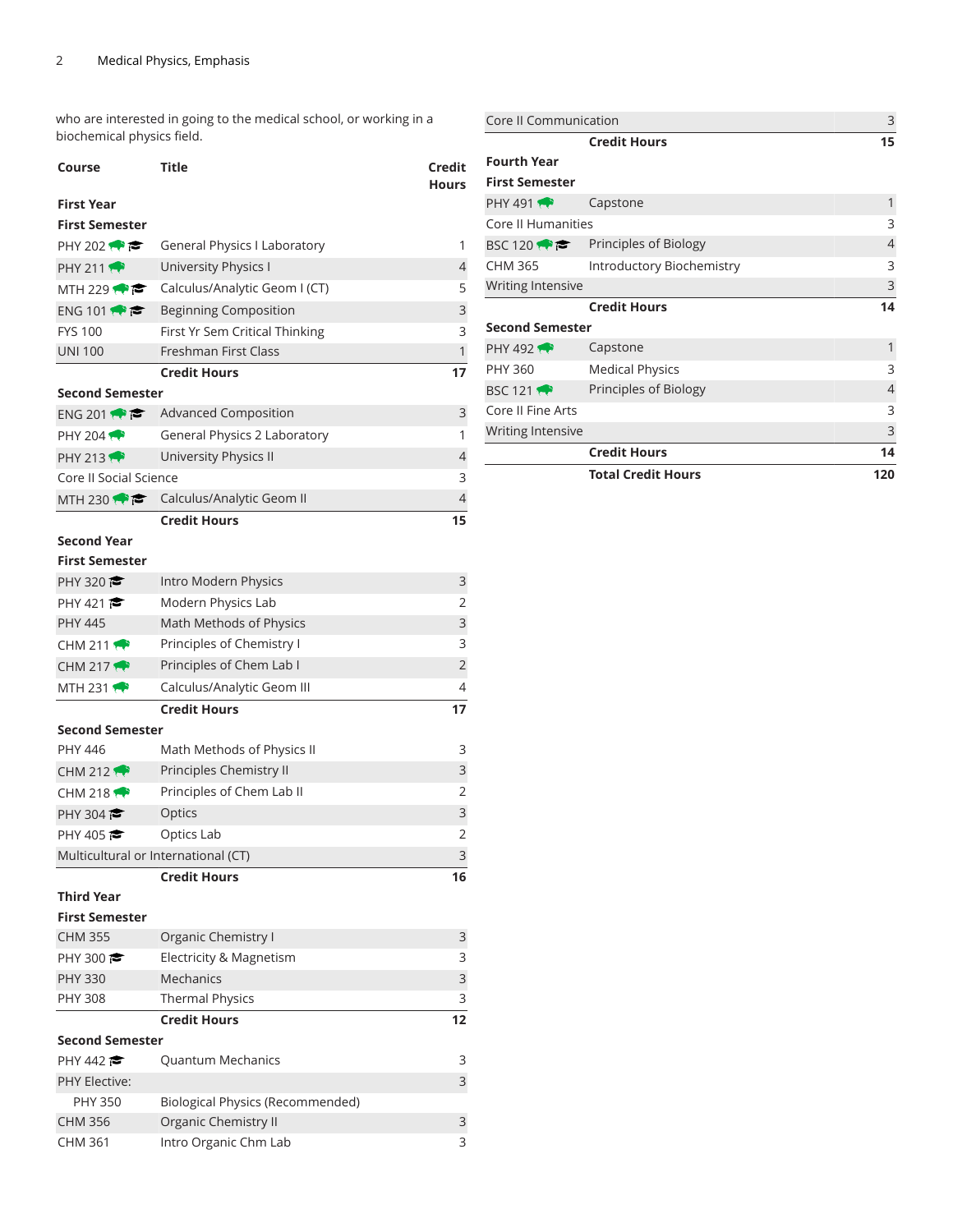who are interested in going to the medical school, or working in a biochemical physics field.

| Course | Title | Credit Hours |
|---|---|---|
| **First Year** | | |
| **First Semester** | | |
| PHY 202 | General Physics I Laboratory | 1 |
| PHY 211 | University Physics I | 4 |
| MTH 229 | Calculus/Analytic Geom I (CT) | 5 |
| ENG 101 | Beginning Composition | 3 |
| FYS 100 | First Yr Sem Critical Thinking | 3 |
| UNI 100 | Freshman First Class | 1 |
| | **Credit Hours** | **17** |
| **Second Semester** | | |
| ENG 201 | Advanced Composition | 3 |
| PHY 204 | General Physics 2 Laboratory | 1 |
| PHY 213 | University Physics II | 4 |
| Core II Social Science | | 3 |
| MTH 230 | Calculus/Analytic Geom II | 4 |
| | **Credit Hours** | **15** |
| **Second Year** | | |
| **First Semester** | | |
| PHY 320 | Intro Modern Physics | 3 |
| PHY 421 | Modern Physics Lab | 2 |
| PHY 445 | Math Methods of Physics | 3 |
| CHM 211 | Principles of Chemistry I | 3 |
| CHM 217 | Principles of Chem Lab I | 2 |
| MTH 231 | Calculus/Analytic Geom III | 4 |
| | **Credit Hours** | **17** |
| **Second Semester** | | |
| PHY 446 | Math Methods of Physics II | 3 |
| CHM 212 | Principles Chemistry II | 3 |
| CHM 218 | Principles of Chem Lab II | 2 |
| PHY 304 | Optics | 3 |
| PHY 405 | Optics Lab | 2 |
| Multicultural or International (CT) | | 3 |
| | **Credit Hours** | **16** |
| **Third Year** | | |
| **First Semester** | | |
| CHM 355 | Organic Chemistry I | 3 |
| PHY 300 | Electricity & Magnetism | 3 |
| PHY 330 | Mechanics | 3 |
| PHY 308 | Thermal Physics | 3 |
| | **Credit Hours** | **12** |
| **Second Semester** | | |
| PHY 442 | Quantum Mechanics | 3 |
| PHY Elective: | | 3 |
| PHY 350 | Biological Physics (Recommended) | |
| CHM 356 | Organic Chemistry II | 3 |
| CHM 361 | Intro Organic Chm Lab | 3 |
| Core II Communication | | 3 |
| | **Credit Hours** | **15** |
| **Fourth Year** | | |
| **First Semester** | | |
| PHY 491 | Capstone | 1 |
| Core II Humanities | | 3 |
| BSC 120 | Principles of Biology | 4 |
| CHM 365 | Introductory Biochemistry | 3 |
| Writing Intensive | | 3 |
| | **Credit Hours** | **14** |
| **Second Semester** | | |
| PHY 492 | Capstone | 1 |
| PHY 360 | Medical Physics | 3 |
| BSC 121 | Principles of Biology | 4 |
| Core II Fine Arts | | 3 |
| Writing Intensive | | 3 |
| | **Credit Hours** | **14** |
| | **Total Credit Hours** | **120** |